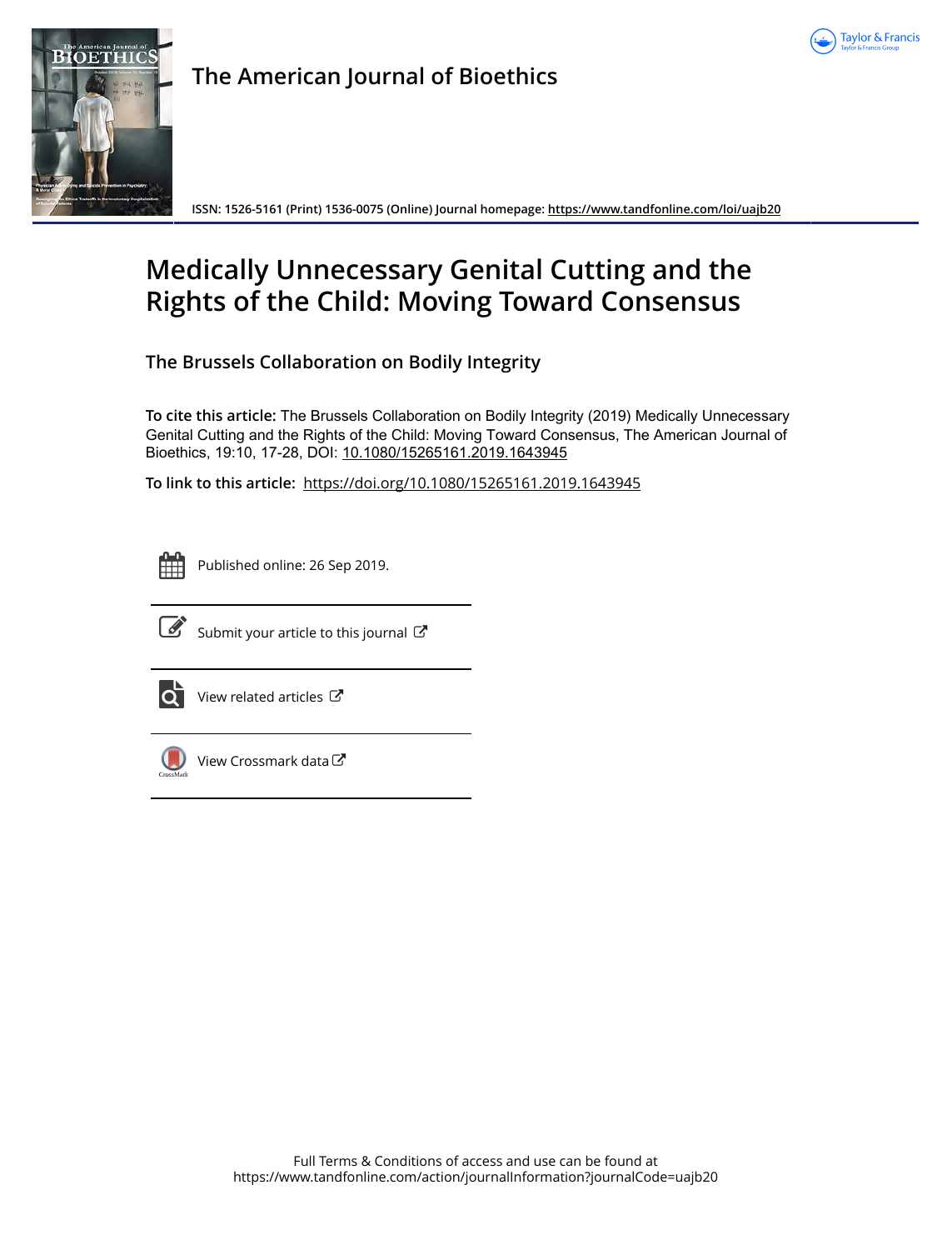The American Journal of Bioethics

ISSN: 1526-5161 (Print) 1536-0075 (Online) Journal homepage: https://www.tandfonline.com/loi/uajb20

# Medically Unnecessary Genital Cutting and the Rights of the Child: Moving Toward Consensus

## The Brussels Collaboration on Bodily Integrity

**To cite this article:** The Brussels Collaboration on Bodily Integrity (2019) Medically Unnecessary Genital Cutting and the Rights of the Child: Moving Toward Consensus, The American Journal of Bioethics, 19:10, 17-28, DOI: 10.1080/15265161.2019.1643945

**To link to this article:** https://doi.org/10.1080/15265161.2019.1643945

Published online: 26 Sep 2019.

Submit your article to this journal

View related articles

View Crossmark data

Full Terms & Conditions of access and use can be found at https://www.tandfonline.com/action/journalInformation?journalCode=uajb20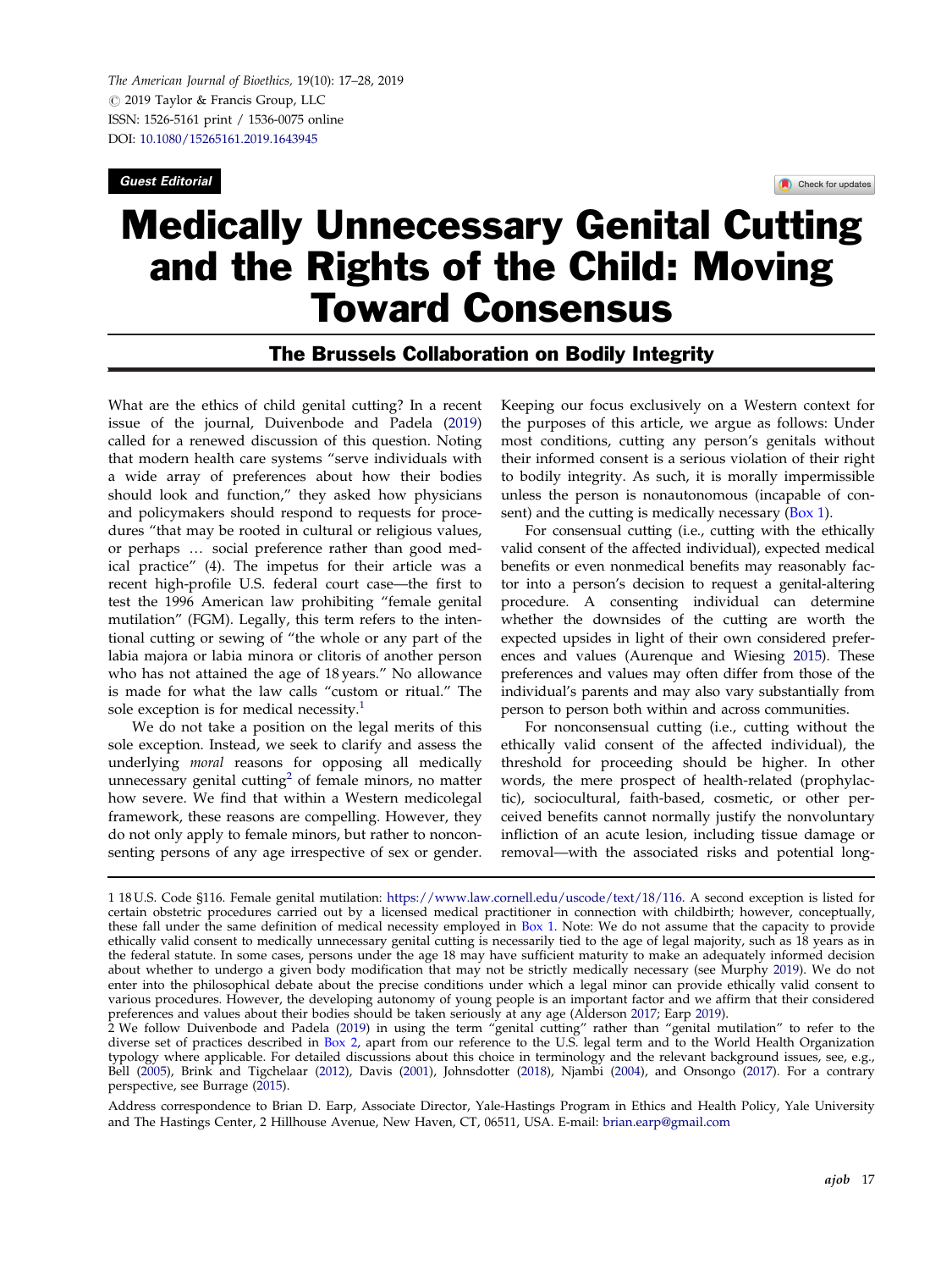# Medically Unnecessary Genital Cutting and the Rights of the Child: Moving Toward Consensus

## The Brussels Collaboration on Bodily Integrity

What are the ethics of child genital cutting? In a recent issue of the journal, Duivenbode and Padela (2019) called for a renewed discussion of this question. Noting that modern health care systems "serve individuals with a wide array of preferences about how their bodies should look and function," they asked how physicians and policymakers should respond to requests for procedures "that may be rooted in cultural or religious values, or perhaps … social preference rather than good medical practice" (4). The impetus for their article was a recent high-profile U.S. federal court case—the first to test the 1996 American law prohibiting "female genital mutilation" (FGM). Legally, this term refers to the intentional cutting or sewing of "the whole or any part of the labia majora or labia minora or clitoris of another person who has not attained the age of 18 years." No allowance is made for what the law calls "custom or ritual." The sole exception is for medical necessity.[1]

We do not take a position on the legal merits of this sole exception. Instead, we seek to clarify and assess the underlying *moral* reasons for opposing all medically unnecessary genital cutting[2] of female minors, no matter how severe. We find that within a Western medicolegal framework, these reasons are compelling. However, they do not only apply to female minors, but rather to nonconsenting persons of any age irrespective of sex or gender. Keeping our focus exclusively on a Western context for the purposes of this article, we argue as follows: Under most conditions, cutting any person's genitals without their informed consent is a serious violation of their right to bodily integrity. As such, it is morally impermissible unless the person is nonautonomous (incapable of consent) and the cutting is medically necessary (Box 1).

For consensual cutting (i.e., cutting with the ethically valid consent of the affected individual), expected medical benefits or even nonmedical benefits may reasonably factor into a person's decision to request a genital-altering procedure. A consenting individual can determine whether the downsides of the cutting are worth the expected upsides in light of their own considered preferences and values (Aurenque and Wiesing 2015). These preferences and values may often differ from those of the individual's parents and may also vary substantially from person to person both within and across communities.

For nonconsensual cutting (i.e., cutting without the ethically valid consent of the affected individual), the threshold for proceeding should be higher. In other words, the mere prospect of health-related (prophylactic), sociocultural, faith-based, cosmetic, or other perceived benefits cannot normally justify the nonvoluntary infliction of an acute lesion, including tissue damage or removal—with the associated risks and potential long-

---

1 18 U.S. Code §116. Female genital mutilation: https://www.law.cornell.edu/uscode/text/18/116. A second exception is listed for certain obstetric procedures carried out by a licensed medical practitioner in connection with childbirth; however, conceptually, these fall under the same definition of medical necessity employed in Box 1. Note: We do not assume that the capacity to provide ethically valid consent to medically unnecessary genital cutting is necessarily tied to the age of legal majority, such as 18 years as in the federal statute. In some cases, persons under the age 18 may have sufficient maturity to make an adequately informed decision about whether to undergo a given body modification that may not be strictly medically necessary (see Murphy 2019). We do not enter into the philosophical debate about the precise conditions under which a legal minor can provide ethically valid consent to various procedures. However, the developing autonomy of young people is an important factor and we affirm that their considered preferences and values about their bodies should be taken seriously at any age (Alderson 2017; Earp 2019).

2 We follow Duivenbode and Padela (2019) in using the term "genital cutting" rather than "genital mutilation" to refer to the diverse set of practices described in Box 2, apart from our reference to the U.S. legal term and to the World Health Organization typology where applicable. For detailed discussions about this choice in terminology and the relevant background issues, see, e.g., Bell (2005), Brink and Tigchelaar (2012), Davis (2001), Johnsdotter (2018), Njambi (2004), and Onsongo (2017). For a contrary perspective, see Burrage (2015).

Address correspondence to Brian D. Earp, Associate Director, Yale-Hastings Program in Ethics and Health Policy, Yale University and The Hastings Center, 2 Hillhouse Avenue, New Haven, CT, 06511, USA. E-mail: brian.earp@gmail.com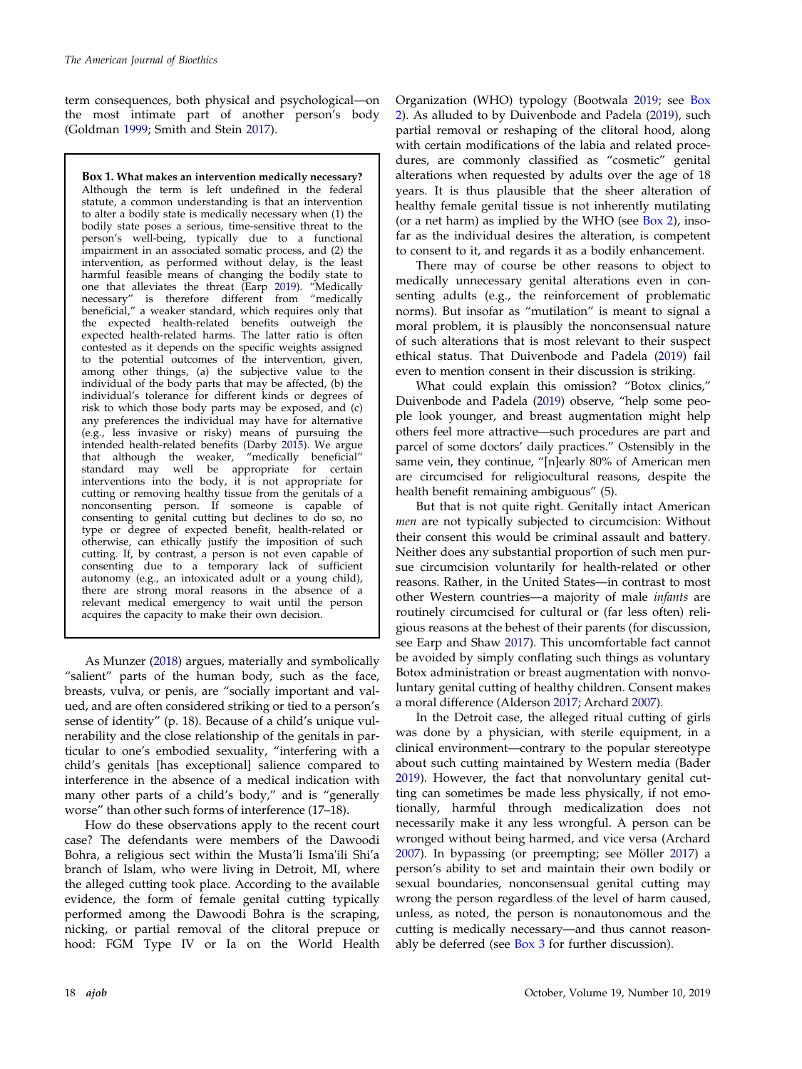term consequences, both physical and psychological—on the most intimate part of another person's body (Goldman 1999; Smith and Stein 2017).

> **Box 1. What makes an intervention medically necessary?** Although the term is left undefined in the federal statute, a common understanding is that an intervention to alter a bodily state is medically necessary when (1) the bodily state poses a serious, time-sensitive threat to the person's well-being, typically due to a functional impairment in an associated somatic process, and (2) the intervention, as performed without delay, is the least harmful feasible means of changing the bodily state to one that alleviates the threat (Earp 2019). "Medically necessary" is therefore different from "medically beneficial," a weaker standard, which requires only that the expected health-related benefits outweigh the expected health-related harms. The latter ratio is often contested as it depends on the specific weights assigned to the potential outcomes of the intervention, given, among other things, (a) the subjective value to the individual of the body parts that may be affected, (b) the individual's tolerance for different kinds or degrees of risk to which those body parts may be exposed, and (c) any preferences the individual may have for alternative (e.g., less invasive or risky) means of pursuing the intended health-related benefits (Darby 2015). We argue that although the weaker, "medically beneficial" standard may well be appropriate for certain interventions into the body, it is not appropriate for cutting or removing healthy tissue from the genitals of a nonconsenting person. If someone is capable of consenting to genital cutting but declines to do so, no type or degree of expected benefit, health-related or otherwise, can ethically justify the imposition of such cutting. If, by contrast, a person is not even capable of consenting due to a temporary lack of sufficient autonomy (e.g., an intoxicated adult or a young child), there are strong moral reasons in the absence of a relevant medical emergency to wait until the person acquires the capacity to make their own decision.

As Munzer (2018) argues, materially and symbolically "salient" parts of the human body, such as the face, breasts, vulva, or penis, are "socially important and valued, and are often considered striking or tied to a person's sense of identity" (p. 18). Because of a child's unique vulnerability and the close relationship of the genitals in particular to one's embodied sexuality, "interfering with a child's genitals [has exceptional] salience compared to interference in the absence of a medical indication with many other parts of a child's body," and is "generally worse" than other such forms of interference (17–18).

How do these observations apply to the recent court case? The defendants were members of the Dawoodi Bohra, a religious sect within the Musta'li Isma'ili Shi'a branch of Islam, who were living in Detroit, MI, where the alleged cutting took place. According to the available evidence, the form of female genital cutting typically performed among the Dawoodi Bohra is the scraping, nicking, or partial removal of the clitoral prepuce or hood: FGM Type IV or Ia on the World Health Organization (WHO) typology (Bootwala 2019; see Box 2). As alluded to by Duivenbode and Padela (2019), such partial removal or reshaping of the clitoral hood, along with certain modifications of the labia and related procedures, are commonly classified as "cosmetic" genital alterations when requested by adults over the age of 18 years. It is thus plausible that the sheer alteration of healthy female genital tissue is not inherently mutilating (or a net harm) as implied by the WHO (see Box 2), insofar as the individual desires the alteration, is competent to consent to it, and regards it as a bodily enhancement.

There may of course be other reasons to object to medically unnecessary genital alterations even in consenting adults (e.g., the reinforcement of problematic norms). But insofar as "mutilation" is meant to signal a moral problem, it is plausibly the nonconsensual nature of such alterations that is most relevant to their suspect ethical status. That Duivenbode and Padela (2019) fail even to mention consent in their discussion is striking.

What could explain this omission? "Botox clinics," Duivenbode and Padela (2019) observe, "help some people look younger, and breast augmentation might help others feel more attractive—such procedures are part and parcel of some doctors' daily practices." Ostensibly in the same vein, they continue, "[n]early 80% of American men are circumcised for religiocultural reasons, despite the health benefit remaining ambiguous" (5).

But that is not quite right. Genitally intact American *men* are not typically subjected to circumcision: Without their consent this would be criminal assault and battery. Neither does any substantial proportion of such men pursue circumcision voluntarily for health-related or other reasons. Rather, in the United States—in contrast to most other Western countries—a majority of male *infants* are routinely circumcised for cultural or (far less often) religious reasons at the behest of their parents (for discussion, see Earp and Shaw 2017). This uncomfortable fact cannot be avoided by simply conflating such things as voluntary Botox administration or breast augmentation with nonvoluntary genital cutting of healthy children. Consent makes a moral difference (Alderson 2017; Archard 2007).

In the Detroit case, the alleged ritual cutting of girls was done by a physician, with sterile equipment, in a clinical environment—contrary to the popular stereotype about such cutting maintained by Western media (Bader 2019). However, the fact that nonvoluntary genital cutting can sometimes be made less physically, if not emotionally, harmful through medicalization does not necessarily make it any less wrongful. A person can be wronged without being harmed, and vice versa (Archard 2007). In bypassing (or preempting; see Möller 2017) a person's ability to set and maintain their own bodily or sexual boundaries, nonconsensual genital cutting may wrong the person regardless of the level of harm caused, unless, as noted, the person is nonautonomous and the cutting is medically necessary—and thus cannot reasonably be deferred (see Box 3 for further discussion).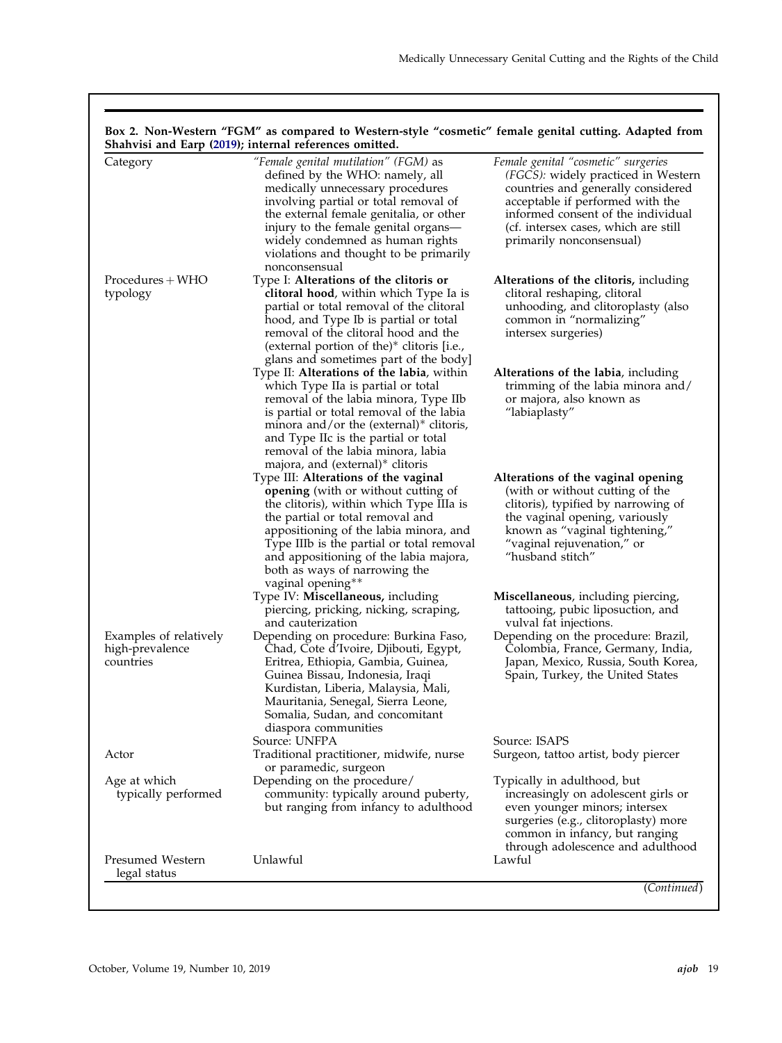**Box 2. Non-Western "FGM" as compared to Western-style "cosmetic" female genital cutting. Adapted from Shahvisi and Earp (2019); internal references omitted.**

| Category | *"Female genital mutilation" (FGM)* as defined by the WHO: namely, all medically unnecessary procedures involving partial or total removal of the external female genitalia, or other injury to the female genital organs—widely condemned as human rights violations and thought to be primarily nonconsensual | *Female genital "cosmetic" surgeries (FGCS):* widely practiced in Western countries and generally considered acceptable if performed with the informed consent of the individual (cf. intersex cases, which are still primarily nonconsensual) |
|---|---|---|
| Procedures + WHO typology | Type I: **Alterations of the clitoris or clitoral hood**, within which Type Ia is partial or total removal of the clitoral hood, and Type Ib is partial or total removal of the clitoral hood and the (external portion of the)* clitoris [i.e., glans and sometimes part of the body] | **Alterations of the clitoris,** including clitoral reshaping, clitoral unhooding, and clitoroplasty (also common in "normalizing" intersex surgeries) |
| | Type II: **Alterations of the labia**, within which Type IIa is partial or total removal of the labia minora, Type IIb is partial or total removal of the labia minora and/or the (external)* clitoris, and Type IIc is the partial or total removal of the labia minora, labia majora, and (external)* clitoris | **Alterations of the labia**, including trimming of the labia minora and/or majora, also known as "labiaplasty" |
| | Type III: **Alterations of the vaginal opening** (with or without cutting of the clitoris), within which Type IIIa is the partial or total removal and appositioning of the labia minora, and Type IIIb is the partial or total removal and appositioning of the labia majora, both as ways of narrowing the vaginal opening** | **Alterations of the vaginal opening** (with or without cutting of the clitoris), typified by narrowing of the vaginal opening, variously known as "vaginal tightening," "vaginal rejuvenation," or "husband stitch" |
| | Type IV: **Miscellaneous,** including piercing, pricking, nicking, scraping, and cauterization | **Miscellaneous**, including piercing, tattooing, pubic liposuction, and vulval fat injections. |
| Examples of relatively high-prevalence countries | Depending on procedure: Burkina Faso, Chad, Cote d'Ivoire, Djibouti, Egypt, Eritrea, Ethiopia, Gambia, Guinea, Guinea Bissau, Indonesia, Iraqi Kurdistan, Liberia, Malaysia, Mali, Mauritania, Senegal, Sierra Leone, Somalia, Sudan, and concomitant diaspora communities<br>Source: UNFPA | Depending on the procedure: Brazil, Colombia, France, Germany, India, Japan, Mexico, Russia, South Korea, Spain, Turkey, the United States<br>Source: ISAPS |
| Actor | Traditional practitioner, midwife, nurse or paramedic, surgeon | Surgeon, tattoo artist, body piercer |
| Age at which typically performed | Depending on the procedure/community: typically around puberty, but ranging from infancy to adulthood | Typically in adulthood, but increasingly on adolescent girls or even younger minors; intersex surgeries (e.g., clitoroplasty) more common in infancy, but ranging through adolescence and adulthood |
| Presumed Western legal status | Unlawful | Lawful |

(*Continued*)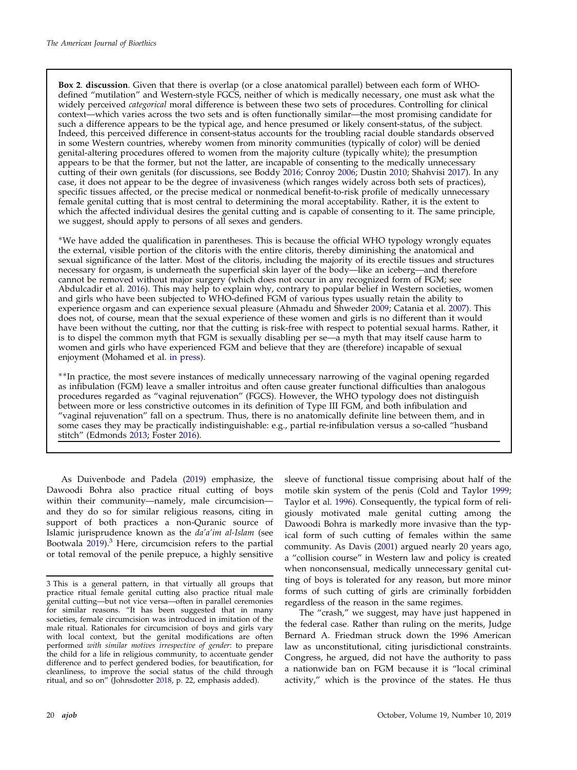**Box 2. discussion**. Given that there is overlap (or a close anatomical parallel) between each form of WHO-defined "mutilation" and Western-style FGCS, neither of which is medically necessary, one must ask what the widely perceived *categorical* moral difference is between these two sets of procedures. Controlling for clinical context—which varies across the two sets and is often functionally similar—the most promising candidate for such a difference appears to be the typical age, and hence presumed or likely consent-status, of the subject. Indeed, this perceived difference in consent-status accounts for the troubling racial double standards observed in some Western countries, whereby women from minority communities (typically of color) will be denied genital-altering procedures offered to women from the majority culture (typically white); the presumption appears to be that the former, but not the latter, are incapable of consenting to the medically unnecessary cutting of their own genitals (for discussions, see Boddy 2016; Conroy 2006; Dustin 2010; Shahvisi 2017). In any case, it does not appear to be the degree of invasiveness (which ranges widely across both sets of practices), specific tissues affected, or the precise medical or nonmedical benefit-to-risk profile of medically unnecessary female genital cutting that is most central to determining the moral acceptability. Rather, it is the extent to which the affected individual desires the genital cutting and is capable of consenting to it. The same principle, we suggest, should apply to persons of all sexes and genders.

*We have added the qualification in parentheses. This is because the official WHO typology wrongly equates the external, visible portion of the clitoris with the entire clitoris, thereby diminishing the anatomical and sexual significance of the latter. Most of the clitoris, including the majority of its erectile tissues and structures necessary for orgasm, is underneath the superficial skin layer of the body—like an iceberg—and therefore cannot be removed without major surgery (which does not occur in any recognized form of FGM; see Abdulcadir et al. 2016). This may help to explain why, contrary to popular belief in Western societies, women and girls who have been subjected to WHO-defined FGM of various types usually retain the ability to experience orgasm and can experience sexual pleasure (Ahmadu and Shweder 2009; Catania et al. 2007). This does not, of course, mean that the sexual experience of these women and girls is no different than it would have been without the cutting, nor that the cutting is risk-free with respect to potential sexual harms. Rather, it is to dispel the common myth that FGM is sexually disabling per se—a myth that may itself cause harm to women and girls who have experienced FGM and believe that they are (therefore) incapable of sexual enjoyment (Mohamed et al. in press).

**In practice, the most severe instances of medically unnecessary narrowing of the vaginal opening regarded as infibulation (FGM) leave a smaller introitus and often cause greater functional difficulties than analogous procedures regarded as "vaginal rejuvenation" (FGCS). However, the WHO typology does not distinguish between more or less constrictive outcomes in its definition of Type III FGM, and both infibulation and "vaginal rejuvenation" fall on a spectrum. Thus, there is no anatomically definite line between them, and in some cases they may be practically indistinguishable: e.g., partial re-infibulation versus a so-called "husband stitch" (Edmonds 2013; Foster 2016).

As Duivenbode and Padela (2019) emphasize, the Dawoodi Bohra also practice ritual cutting of boys within their community—namely, male circumcision—and they do so for similar religious reasons, citing in support of both practices a non-Quranic source of Islamic jurisprudence known as the *da'a'im al-Islam* (see Bootwala 2019).[3] Here, circumcision refers to the partial or total removal of the penile prepuce, a highly sensitive sleeve of functional tissue comprising about half of the motile skin system of the penis (Cold and Taylor 1999; Taylor et al. 1996). Consequently, the typical form of religiously motivated male genital cutting among the Dawoodi Bohra is markedly more invasive than the typical form of such cutting of females within the same community. As Davis (2001) argued nearly 20 years ago, a "collision course" in Western law and policy is created when nonconsensual, medically unnecessary genital cutting of boys is tolerated for any reason, but more minor forms of such cutting of girls are criminally forbidden regardless of the reason in the same regimes.

The "crash," we suggest, may have just happened in the federal case. Rather than ruling on the merits, Judge Bernard A. Friedman struck down the 1996 American law as unconstitutional, citing jurisdictional constraints. Congress, he argued, did not have the authority to pass a nationwide ban on FGM because it is "local criminal activity," which is the province of the states. He thus

3 This is a general pattern, in that virtually all groups that practice ritual female genital cutting also practice ritual male genital cutting—but not vice versa—often in parallel ceremonies for similar reasons. "It has been suggested that in many societies, female circumcision was introduced in imitation of the male ritual. Rationales for circumcision of boys and girls vary with local context, but the genital modifications are often performed *with similar motives irrespective of gender*: to prepare the child for a life in religious community, to accentuate gender difference and to perfect gendered bodies, for beautification, for cleanliness, to improve the social status of the child through ritual, and so on" (Johnsdotter 2018, p. 22, emphasis added).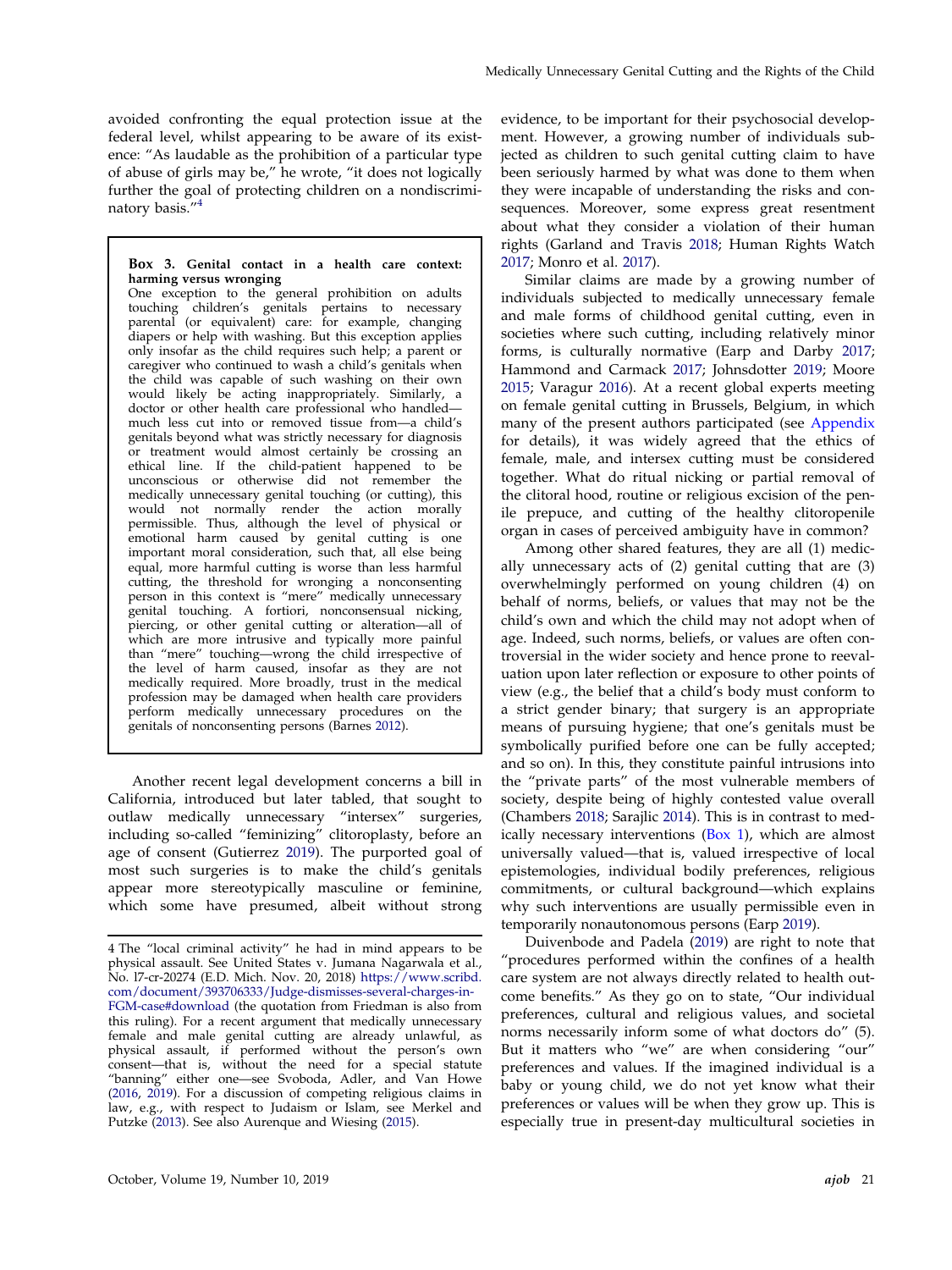avoided confronting the equal protection issue at the federal level, whilst appearing to be aware of its existence: "As laudable as the prohibition of a particular type of abuse of girls may be," he wrote, "it does not logically further the goal of protecting children on a nondiscriminatory basis."[4]

> **Box 3. Genital contact in a health care context: harming versus wronging**
>
> One exception to the general prohibition on adults touching children's genitals pertains to necessary parental (or equivalent) care: for example, changing diapers or help with washing. But this exception applies only insofar as the child requires such help; a parent or caregiver who continued to wash a child's genitals when the child was capable of such washing on their own would likely be acting inappropriately. Similarly, a doctor or other health care professional who handled—much less cut into or removed tissue from—a child's genitals beyond what was strictly necessary for diagnosis or treatment would almost certainly be crossing an ethical line. If the child-patient happened to be unconscious or otherwise did not remember the medically unnecessary genital touching (or cutting), this would not normally render the action morally permissible. Thus, although the level of physical or emotional harm caused by genital cutting is one important moral consideration, such that, all else being equal, more harmful cutting is worse than less harmful cutting, the threshold for wronging a nonconsenting person in this context is "mere" medically unnecessary genital touching. A fortiori, nonconsensual nicking, piercing, or other genital cutting or alteration—all of which are more intrusive and typically more painful than "mere" touching—wrong the child irrespective of the level of harm caused, insofar as they are not medically required. More broadly, trust in the medical profession may be damaged when health care providers perform medically unnecessary procedures on the genitals of nonconsenting persons (Barnes 2012).

Another recent legal development concerns a bill in California, introduced but later tabled, that sought to outlaw medically unnecessary "intersex" surgeries, including so-called "feminizing" clitoroplasty, before an age of consent (Gutierrez 2019). The purported goal of most such surgeries is to make the child's genitals appear more stereotypically masculine or feminine, which some have presumed, albeit without strong evidence, to be important for their psychosocial development. However, a growing number of individuals subjected as children to such genital cutting claim to have been seriously harmed by what was done to them when they were incapable of understanding the risks and consequences. Moreover, some express great resentment about what they consider a violation of their human rights (Garland and Travis 2018; Human Rights Watch 2017; Monro et al. 2017).

Similar claims are made by a growing number of individuals subjected to medically unnecessary female and male forms of childhood genital cutting, even in societies where such cutting, including relatively minor forms, is culturally normative (Earp and Darby 2017; Hammond and Carmack 2017; Johnsdotter 2019; Moore 2015; Varagur 2016). At a recent global experts meeting on female genital cutting in Brussels, Belgium, in which many of the present authors participated (see Appendix for details), it was widely agreed that the ethics of female, male, and intersex cutting must be considered together. What do ritual nicking or partial removal of the clitoral hood, routine or religious excision of the penile prepuce, and cutting of the healthy clitoropenile organ in cases of perceived ambiguity have in common?

Among other shared features, they are all (1) medically unnecessary acts of (2) genital cutting that are (3) overwhelmingly performed on young children (4) on behalf of norms, beliefs, or values that may not be the child's own and which the child may not adopt when of age. Indeed, such norms, beliefs, or values are often controversial in the wider society and hence prone to reevaluation upon later reflection or exposure to other points of view (e.g., the belief that a child's body must conform to a strict gender binary; that surgery is an appropriate means of pursuing hygiene; that one's genitals must be symbolically purified before one can be fully accepted; and so on). In this, they constitute painful intrusions into the "private parts" of the most vulnerable members of society, despite being of highly contested value overall (Chambers 2018; Sarajlic 2014). This is in contrast to medically necessary interventions (Box 1), which are almost universally valued—that is, valued irrespective of local epistemologies, individual bodily preferences, religious commitments, or cultural background—which explains why such interventions are usually permissible even in temporarily nonautonomous persons (Earp 2019).

Duivenbode and Padela (2019) are right to note that "procedures performed within the confines of a health care system are not always directly related to health outcome benefits." As they go on to state, "Our individual preferences, cultural and religious values, and societal norms necessarily inform some of what doctors do" (5). But it matters who "we" are when considering "our" preferences and values. If the imagined individual is a baby or young child, we do not yet know what their preferences or values will be when they grow up. This is especially true in present-day multicultural societies in

---

[4] The "local criminal activity" he had in mind appears to be physical assault. See United States v. Jumana Nagarwala et al., No. 17-cr-20274 (E.D. Mich. Nov. 20, 2018) https://www.scribd.com/document/393706333/Judge-dismisses-several-charges-in-FGM-case#download (the quotation from Friedman is also from this ruling). For a recent argument that medically unnecessary female and male genital cutting are already unlawful, as physical assault, if performed without the person's own consent—that is, without the need for a special statute "banning" either one—see Svoboda, Adler, and Van Howe (2016, 2019). For a discussion of competing religious claims in law, e.g., with respect to Judaism or Islam, see Merkel and Putzke (2013). See also Aurenque and Wiesing (2015).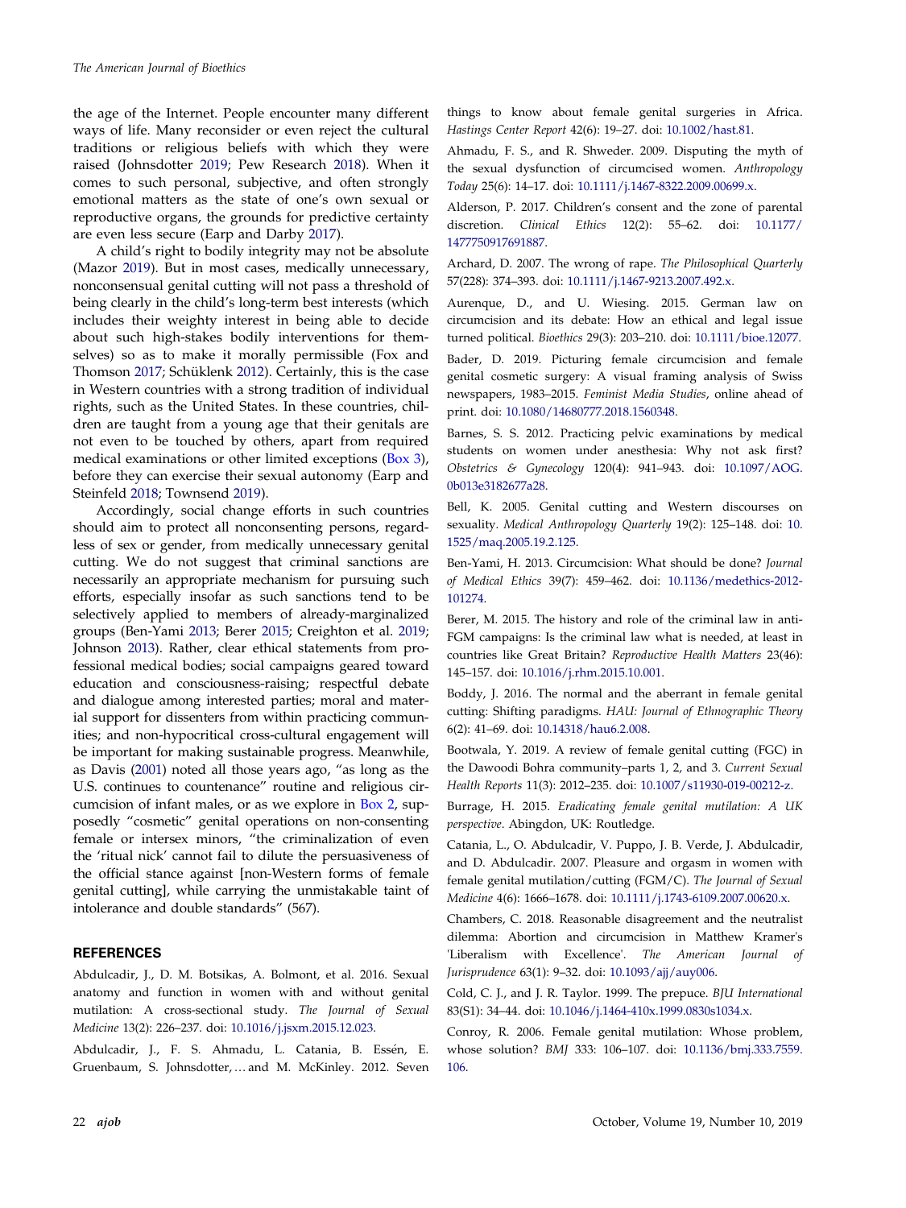the age of the Internet. People encounter many different ways of life. Many reconsider or even reject the cultural traditions or religious beliefs with which they were raised (Johnsdotter 2019; Pew Research 2018). When it comes to such personal, subjective, and often strongly emotional matters as the state of one's own sexual or reproductive organs, the grounds for predictive certainty are even less secure (Earp and Darby 2017).

A child's right to bodily integrity may not be absolute (Mazor 2019). But in most cases, medically unnecessary, nonconsensual genital cutting will not pass a threshold of being clearly in the child's long-term best interests (which includes their weighty interest in being able to decide about such high-stakes bodily interventions for themselves) so as to make it morally permissible (Fox and Thomson 2017; Schüklenk 2012). Certainly, this is the case in Western countries with a strong tradition of individual rights, such as the United States. In these countries, children are taught from a young age that their genitals are not even to be touched by others, apart from required medical examinations or other limited exceptions (Box 3), before they can exercise their sexual autonomy (Earp and Steinfeld 2018; Townsend 2019).

Accordingly, social change efforts in such countries should aim to protect all nonconsenting persons, regardless of sex or gender, from medically unnecessary genital cutting. We do not suggest that criminal sanctions are necessarily an appropriate mechanism for pursuing such efforts, especially insofar as such sanctions tend to be selectively applied to members of already-marginalized groups (Ben-Yami 2013; Berer 2015; Creighton et al. 2019; Johnson 2013). Rather, clear ethical statements from professional medical bodies; social campaigns geared toward education and consciousness-raising; respectful debate and dialogue among interested parties; moral and material support for dissenters from within practicing communities; and non-hypocritical cross-cultural engagement will be important for making sustainable progress. Meanwhile, as Davis (2001) noted all those years ago, "as long as the U.S. continues to countenance" routine and religious circumcision of infant males, or as we explore in Box 2, supposedly "cosmetic" genital operations on non-consenting female or intersex minors, "the criminalization of even the 'ritual nick' cannot fail to dilute the persuasiveness of the official stance against [non-Western forms of female genital cutting], while carrying the unmistakable taint of intolerance and double standards" (567).

## REFERENCES

Abdulcadir, J., D. M. Botsikas, A. Bolmont, et al. 2016. Sexual anatomy and function in women with and without genital mutilation: A cross-sectional study. *The Journal of Sexual Medicine* 13(2): 226–237. doi: 10.1016/j.jsxm.2015.12.023.

Abdulcadir, J., F. S. Ahmadu, L. Catania, B. Essén, E. Gruenbaum, S. Johnsdotter, … and M. McKinley. 2012. Seven things to know about female genital surgeries in Africa. *Hastings Center Report* 42(6): 19–27. doi: 10.1002/hast.81.

Ahmadu, F. S., and R. Shweder. 2009. Disputing the myth of the sexual dysfunction of circumcised women. *Anthropology Today* 25(6): 14–17. doi: 10.1111/j.1467-8322.2009.00699.x.

Alderson, P. 2017. Children's consent and the zone of parental discretion. *Clinical Ethics* 12(2): 55–62. doi: 10.1177/1477750917691887.

Archard, D. 2007. The wrong of rape. *The Philosophical Quarterly* 57(228): 374–393. doi: 10.1111/j.1467-9213.2007.492.x.

Aurenque, D., and U. Wiesing. 2015. German law on circumcision and its debate: How an ethical and legal issue turned political. *Bioethics* 29(3): 203–210. doi: 10.1111/bioe.12077.

Bader, D. 2019. Picturing female circumcision and female genital cosmetic surgery: A visual framing analysis of Swiss newspapers, 1983–2015. *Feminist Media Studies*, online ahead of print. doi: 10.1080/14680777.2018.1560348.

Barnes, S. S. 2012. Practicing pelvic examinations by medical students on women under anesthesia: Why not ask first? *Obstetrics & Gynecology* 120(4): 941–943. doi: 10.1097/AOG.0b013e3182677a28.

Bell, K. 2005. Genital cutting and Western discourses on sexuality. *Medical Anthropology Quarterly* 19(2): 125–148. doi: 10.1525/maq.2005.19.2.125.

Ben-Yami, H. 2013. Circumcision: What should be done? *Journal of Medical Ethics* 39(7): 459–462. doi: 10.1136/medethics-2012-101274.

Berer, M. 2015. The history and role of the criminal law in anti-FGM campaigns: Is the criminal law what is needed, at least in countries like Great Britain? *Reproductive Health Matters* 23(46): 145–157. doi: 10.1016/j.rhm.2015.10.001.

Boddy, J. 2016. The normal and the aberrant in female genital cutting: Shifting paradigms. *HAU: Journal of Ethnographic Theory* 6(2): 41–69. doi: 10.14318/hau6.2.008.

Bootwala, Y. 2019. A review of female genital cutting (FGC) in the Dawoodi Bohra community–parts 1, 2, and 3. *Current Sexual Health Reports* 11(3): 2012–235. doi: 10.1007/s11930-019-00212-z.

Burrage, H. 2015. *Eradicating female genital mutilation: A UK perspective*. Abingdon, UK: Routledge.

Catania, L., O. Abdulcadir, V. Puppo, J. B. Verde, J. Abdulcadir, and D. Abdulcadir. 2007. Pleasure and orgasm in women with female genital mutilation/cutting (FGM/C). *The Journal of Sexual Medicine* 4(6): 1666–1678. doi: 10.1111/j.1743-6109.2007.00620.x.

Chambers, C. 2018. Reasonable disagreement and the neutralist dilemma: Abortion and circumcision in Matthew Kramer's 'Liberalism with Excellence'. *The American Journal of Jurisprudence* 63(1): 9–32. doi: 10.1093/ajj/auy006.

Cold, C. J., and J. R. Taylor. 1999. The prepuce. *BJU International* 83(S1): 34–44. doi: 10.1046/j.1464-410x.1999.0830s1034.x.

Conroy, R. 2006. Female genital mutilation: Whose problem, whose solution? *BMJ* 333: 106–107. doi: 10.1136/bmj.333.7559.106.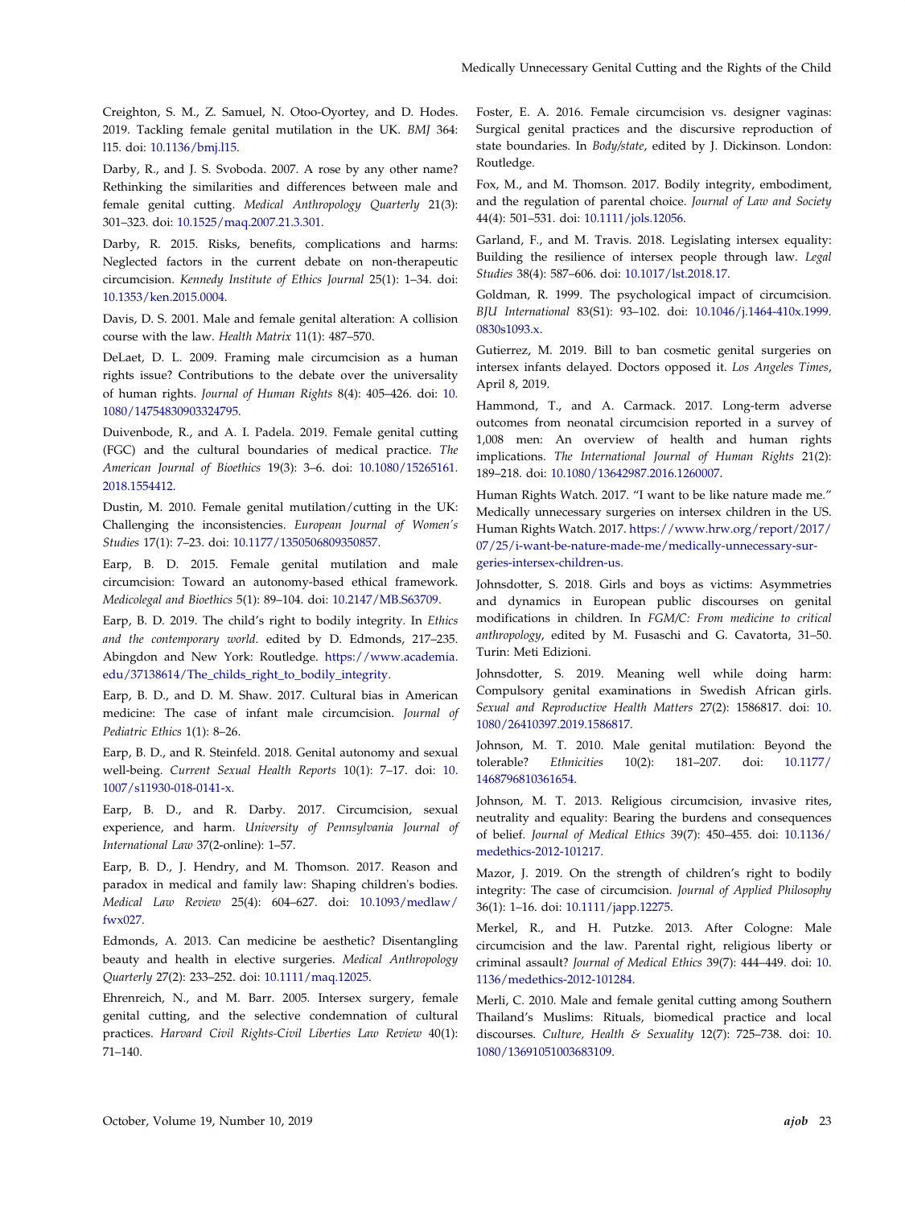Creighton, S. M., Z. Samuel, N. Otoo-Oyortey, and D. Hodes. 2019. Tackling female genital mutilation in the UK. *BMJ* 364: l15. doi: 10.1136/bmj.l15.

Darby, R., and J. S. Svoboda. 2007. A rose by any other name? Rethinking the similarities and differences between male and female genital cutting. *Medical Anthropology Quarterly* 21(3): 301–323. doi: 10.1525/maq.2007.21.3.301.

Darby, R. 2015. Risks, benefits, complications and harms: Neglected factors in the current debate on non-therapeutic circumcision. *Kennedy Institute of Ethics Journal* 25(1): 1–34. doi: 10.1353/ken.2015.0004.

Davis, D. S. 2001. Male and female genital alteration: A collision course with the law. *Health Matrix* 11(1): 487–570.

DeLaet, D. L. 2009. Framing male circumcision as a human rights issue? Contributions to the debate over the universality of human rights. *Journal of Human Rights* 8(4): 405–426. doi: 10.1080/14754830903324795.

Duivenbode, R., and A. I. Padela. 2019. Female genital cutting (FGC) and the cultural boundaries of medical practice. *The American Journal of Bioethics* 19(3): 3–6. doi: 10.1080/15265161.2018.1554412.

Dustin, M. 2010. Female genital mutilation/cutting in the UK: Challenging the inconsistencies. *European Journal of Women's Studies* 17(1): 7–23. doi: 10.1177/1350506809350857.

Earp, B. D. 2015. Female genital mutilation and male circumcision: Toward an autonomy-based ethical framework. *Medicolegal and Bioethics* 5(1): 89–104. doi: 10.2147/MB.S63709.

Earp, B. D. 2019. The child's right to bodily integrity. In *Ethics and the contemporary world*. edited by D. Edmonds, 217–235. Abingdon and New York: Routledge. https://www.academia.edu/37138614/The_childs_right_to_bodily_integrity.

Earp, B. D., and D. M. Shaw. 2017. Cultural bias in American medicine: The case of infant male circumcision. *Journal of Pediatric Ethics* 1(1): 8–26.

Earp, B. D., and R. Steinfeld. 2018. Genital autonomy and sexual well-being. *Current Sexual Health Reports* 10(1): 7–17. doi: 10.1007/s11930-018-0141-x.

Earp, B. D., and R. Darby. 2017. Circumcision, sexual experience, and harm. *University of Pennsylvania Journal of International Law* 37(2-online): 1–57.

Earp, B. D., J. Hendry, and M. Thomson. 2017. Reason and paradox in medical and family law: Shaping children's bodies. *Medical Law Review* 25(4): 604–627. doi: 10.1093/medlaw/fwx027.

Edmonds, A. 2013. Can medicine be aesthetic? Disentangling beauty and health in elective surgeries. *Medical Anthropology Quarterly* 27(2): 233–252. doi: 10.1111/maq.12025.

Ehrenreich, N., and M. Barr. 2005. Intersex surgery, female genital cutting, and the selective condemnation of cultural practices. *Harvard Civil Rights-Civil Liberties Law Review* 40(1): 71–140.

Foster, E. A. 2016. Female circumcision vs. designer vaginas: Surgical genital practices and the discursive reproduction of state boundaries. In *Body/state*, edited by J. Dickinson. London: Routledge.

Fox, M., and M. Thomson. 2017. Bodily integrity, embodiment, and the regulation of parental choice. *Journal of Law and Society* 44(4): 501–531. doi: 10.1111/jols.12056.

Garland, F., and M. Travis. 2018. Legislating intersex equality: Building the resilience of intersex people through law. *Legal Studies* 38(4): 587–606. doi: 10.1017/lst.2018.17.

Goldman, R. 1999. The psychological impact of circumcision. *BJU International* 83(S1): 93–102. doi: 10.1046/j.1464-410x.1999.0830s1093.x.

Gutierrez, M. 2019. Bill to ban cosmetic genital surgeries on intersex infants delayed. Doctors opposed it. *Los Angeles Times*, April 8, 2019.

Hammond, T., and A. Carmack. 2017. Long-term adverse outcomes from neonatal circumcision reported in a survey of 1,008 men: An overview of health and human rights implications. *The International Journal of Human Rights* 21(2): 189–218. doi: 10.1080/13642987.2016.1260007.

Human Rights Watch. 2017. "I want to be like nature made me." Medically unnecessary surgeries on intersex children in the US. Human Rights Watch. 2017. https://www.hrw.org/report/2017/07/25/i-want-be-nature-made-me/medically-unnecessary-surgeries-intersex-children-us.

Johnsdotter, S. 2018. Girls and boys as victims: Asymmetries and dynamics in European public discourses on genital modifications in children. In *FGM/C: From medicine to critical anthropology*, edited by M. Fusaschi and G. Cavatorta, 31–50. Turin: Meti Edizioni.

Johnsdotter, S. 2019. Meaning well while doing harm: Compulsory genital examinations in Swedish African girls. *Sexual and Reproductive Health Matters* 27(2): 1586817. doi: 10.1080/26410397.2019.1586817.

Johnson, M. T. 2010. Male genital mutilation: Beyond the tolerable? *Ethnicities* 10(2): 181–207. doi: 10.1177/1468796810361654.

Johnson, M. T. 2013. Religious circumcision, invasive rites, neutrality and equality: Bearing the burdens and consequences of belief. *Journal of Medical Ethics* 39(7): 450–455. doi: 10.1136/medethics-2012-101217.

Mazor, J. 2019. On the strength of children's right to bodily integrity: The case of circumcision. *Journal of Applied Philosophy* 36(1): 1–16. doi: 10.1111/japp.12275.

Merkel, R., and H. Putzke. 2013. After Cologne: Male circumcision and the law. Parental right, religious liberty or criminal assault? *Journal of Medical Ethics* 39(7): 444–449. doi: 10.1136/medethics-2012-101284.

Merli, C. 2010. Male and female genital cutting among Southern Thailand's Muslims: Rituals, biomedical practice and local discourses. *Culture, Health & Sexuality* 12(7): 725–738. doi: 10.1080/13691051003683109.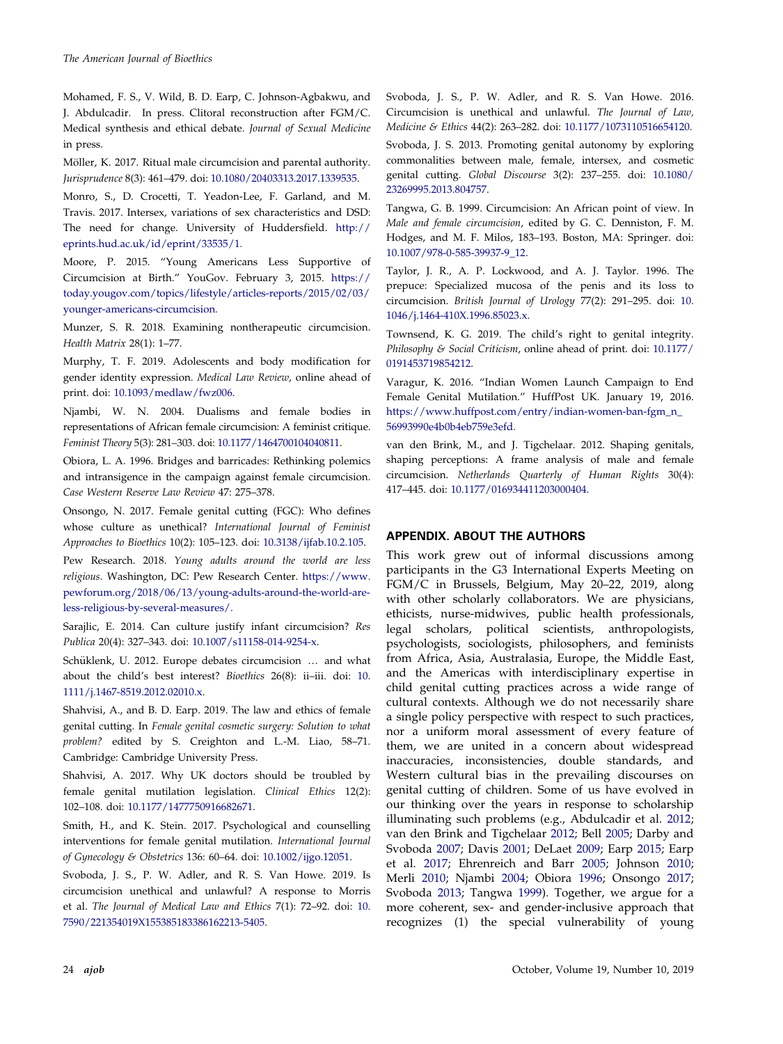Mohamed, F. S., V. Wild, B. D. Earp, C. Johnson-Agbakwu, and J. Abdulcadir. In press. Clitoral reconstruction after FGM/C. Medical synthesis and ethical debate. *Journal of Sexual Medicine* in press.

Möller, K. 2017. Ritual male circumcision and parental authority. *Jurisprudence* 8(3): 461–479. doi: 10.1080/20403313.2017.1339535.

Monro, S., D. Crocetti, T. Yeadon-Lee, F. Garland, and M. Travis. 2017. Intersex, variations of sex characteristics and DSD: The need for change. University of Huddersfield. http://eprints.hud.ac.uk/id/eprint/33535/1.

Moore, P. 2015. "Young Americans Less Supportive of Circumcision at Birth." YouGov. February 3, 2015. https://today.yougov.com/topics/lifestyle/articles-reports/2015/02/03/younger-americans-circumcision.

Munzer, S. R. 2018. Examining nontherapeutic circumcision. *Health Matrix* 28(1): 1–77.

Murphy, T. F. 2019. Adolescents and body modification for gender identity expression. *Medical Law Review*, online ahead of print. doi: 10.1093/medlaw/fwz006.

Njambi, W. N. 2004. Dualisms and female bodies in representations of African female circumcision: A feminist critique. *Feminist Theory* 5(3): 281–303. doi: 10.1177/1464700104040811.

Obiora, L. A. 1996. Bridges and barricades: Rethinking polemics and intransigence in the campaign against female circumcision. *Case Western Reserve Law Review* 47: 275–378.

Onsongo, N. 2017. Female genital cutting (FGC): Who defines whose culture as unethical? *International Journal of Feminist Approaches to Bioethics* 10(2): 105–123. doi: 10.3138/ijfab.10.2.105.

Pew Research. 2018. *Young adults around the world are less religious*. Washington, DC: Pew Research Center. https://www.pewforum.org/2018/06/13/young-adults-around-the-world-are-less-religious-by-several-measures/.

Sarajlic, E. 2014. Can culture justify infant circumcision? *Res Publica* 20(4): 327–343. doi: 10.1007/s11158-014-9254-x.

Schüklenk, U. 2012. Europe debates circumcision … and what about the child's best interest? *Bioethics* 26(8): ii–iii. doi: 10.1111/j.1467-8519.2012.02010.x.

Shahvisi, A., and B. D. Earp. 2019. The law and ethics of female genital cutting. In *Female genital cosmetic surgery: Solution to what problem?* edited by S. Creighton and L.-M. Liao, 58–71. Cambridge: Cambridge University Press.

Shahvisi, A. 2017. Why UK doctors should be troubled by female genital mutilation legislation. *Clinical Ethics* 12(2): 102–108. doi: 10.1177/1477750916682671.

Smith, H., and K. Stein. 2017. Psychological and counselling interventions for female genital mutilation. *International Journal of Gynecology & Obstetrics* 136: 60–64. doi: 10.1002/ijgo.12051.

Svoboda, J. S., P. W. Adler, and R. S. Van Howe. 2019. Is circumcision unethical and unlawful? A response to Morris et al. *The Journal of Medical Law and Ethics* 7(1): 72–92. doi: 10.7590/221354019X155385183386162213-5405.

Svoboda, J. S., P. W. Adler, and R. S. Van Howe. 2016. Circumcision is unethical and unlawful. *The Journal of Law, Medicine & Ethics* 44(2): 263–282. doi: 10.1177/1073110516654120.

Svoboda, J. S. 2013. Promoting genital autonomy by exploring commonalities between male, female, intersex, and cosmetic genital cutting. *Global Discourse* 3(2): 237–255. doi: 10.1080/23269995.2013.804757.

Tangwa, G. B. 1999. Circumcision: An African point of view. In *Male and female circumcision*, edited by G. C. Denniston, F. M. Hodges, and M. F. Milos, 183–193. Boston, MA: Springer. doi: 10.1007/978-0-585-39937-9_12.

Taylor, J. R., A. P. Lockwood, and A. J. Taylor. 1996. The prepuce: Specialized mucosa of the penis and its loss to circumcision. *British Journal of Urology* 77(2): 291–295. doi: 10.1046/j.1464-410X.1996.85023.x.

Townsend, K. G. 2019. The child's right to genital integrity. *Philosophy & Social Criticism*, online ahead of print. doi: 10.1177/0191453719854212.

Varagur, K. 2016. "Indian Women Launch Campaign to End Female Genital Mutilation." HuffPost UK. January 19, 2016. https://www.huffpost.com/entry/indian-women-ban-fgm_n_56993990e4b0b4eb759e3efd.

van den Brink, M., and J. Tigchelaar. 2012. Shaping genitals, shaping perceptions: A frame analysis of male and female circumcision. *Netherlands Quarterly of Human Rights* 30(4): 417–445. doi: 10.1177/016934411203000404.

## APPENDIX. ABOUT THE AUTHORS

This work grew out of informal discussions among participants in the G3 International Experts Meeting on FGM/C in Brussels, Belgium, May 20–22, 2019, along with other scholarly collaborators. We are physicians, ethicists, nurse-midwives, public health professionals, legal scholars, political scientists, anthropologists, psychologists, sociologists, philosophers, and feminists from Africa, Asia, Australasia, Europe, the Middle East, and the Americas with interdisciplinary expertise in child genital cutting practices across a wide range of cultural contexts. Although we do not necessarily share a single policy perspective with respect to such practices, nor a uniform moral assessment of every feature of them, we are united in a concern about widespread inaccuracies, inconsistencies, double standards, and Western cultural bias in the prevailing discourses on genital cutting of children. Some of us have evolved in our thinking over the years in response to scholarship illuminating such problems (e.g., Abdulcadir et al. 2012; van den Brink and Tigchelaar 2012; Bell 2005; Darby and Svoboda 2007; Davis 2001; DeLaet 2009; Earp 2015; Earp et al. 2017; Ehrenreich and Barr 2005; Johnson 2010; Merli 2010; Njambi 2004; Obiora 1996; Onsongo 2017; Svoboda 2013; Tangwa 1999). Together, we argue for a more coherent, sex- and gender-inclusive approach that recognizes (1) the special vulnerability of young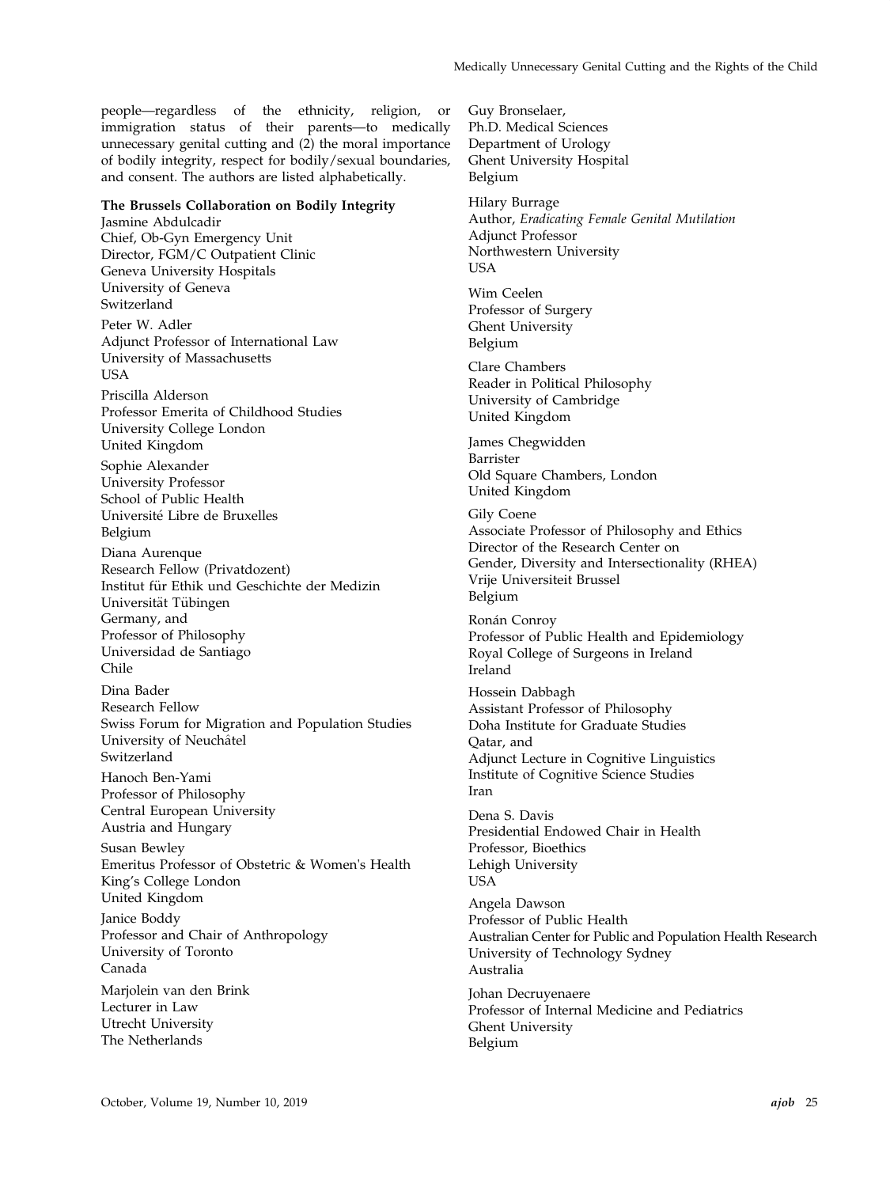people—regardless of the ethnicity, religion, or immigration status of their parents—to medically unnecessary genital cutting and (2) the moral importance of bodily integrity, respect for bodily/sexual boundaries, and consent. The authors are listed alphabetically.

**The Brussels Collaboration on Bodily Integrity**

Jasmine Abdulcadir
Chief, Ob-Gyn Emergency Unit
Director, FGM/C Outpatient Clinic
Geneva University Hospitals
University of Geneva
Switzerland

Peter W. Adler
Adjunct Professor of International Law
University of Massachusetts
USA

Priscilla Alderson
Professor Emerita of Childhood Studies
University College London
United Kingdom

Sophie Alexander
University Professor
School of Public Health
Université Libre de Bruxelles
Belgium

Diana Aurenque
Research Fellow (Privatdozent)
Institut für Ethik und Geschichte der Medizin
Universität Tübingen
Germany, and
Professor of Philosophy
Universidad de Santiago
Chile

Dina Bader
Research Fellow
Swiss Forum for Migration and Population Studies
University of Neuchâtel
Switzerland

Hanoch Ben-Yami
Professor of Philosophy
Central European University
Austria and Hungary

Susan Bewley
Emeritus Professor of Obstetric & Women's Health
King's College London
United Kingdom

Janice Boddy
Professor and Chair of Anthropology
University of Toronto
Canada

Marjolein van den Brink
Lecturer in Law
Utrecht University
The Netherlands

Guy Bronselaer,
Ph.D. Medical Sciences
Department of Urology
Ghent University Hospital
Belgium

Hilary Burrage
Author, *Eradicating Female Genital Mutilation*
Adjunct Professor
Northwestern University
USA

Wim Ceelen
Professor of Surgery
Ghent University
Belgium

Clare Chambers
Reader in Political Philosophy
University of Cambridge
United Kingdom

James Chegwidden
Barrister
Old Square Chambers, London
United Kingdom

Gily Coene
Associate Professor of Philosophy and Ethics
Director of the Research Center on
Gender, Diversity and Intersectionality (RHEA)
Vrije Universiteit Brussel
Belgium

Ronán Conroy
Professor of Public Health and Epidemiology
Royal College of Surgeons in Ireland
Ireland

Hossein Dabbagh
Assistant Professor of Philosophy
Doha Institute for Graduate Studies
Qatar, and
Adjunct Lecture in Cognitive Linguistics
Institute of Cognitive Science Studies
Iran

Dena S. Davis
Presidential Endowed Chair in Health
Professor, Bioethics
Lehigh University
USA

Angela Dawson
Professor of Public Health
Australian Center for Public and Population Health Research
University of Technology Sydney
Australia

Johan Decruyenaere
Professor of Internal Medicine and Pediatrics
Ghent University
Belgium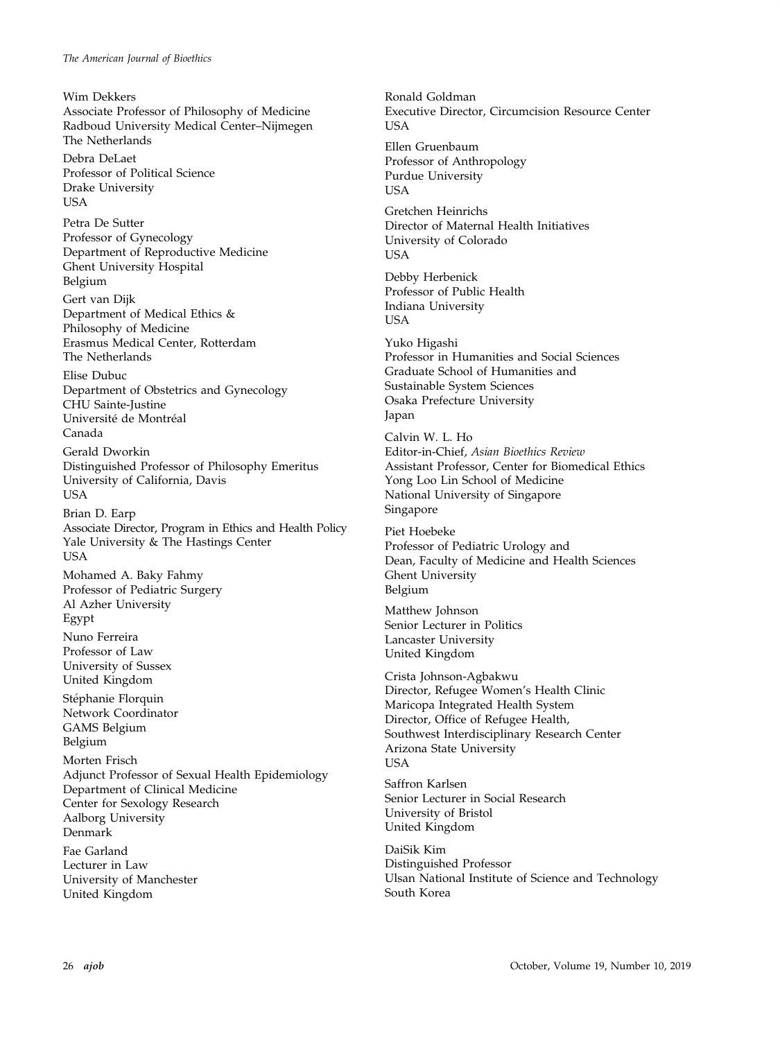Wim Dekkers
Associate Professor of Philosophy of Medicine
Radboud University Medical Center–Nijmegen
The Netherlands

Debra DeLaet
Professor of Political Science
Drake University
USA

Petra De Sutter
Professor of Gynecology
Department of Reproductive Medicine
Ghent University Hospital
Belgium

Gert van Dijk
Department of Medical Ethics &
Philosophy of Medicine
Erasmus Medical Center, Rotterdam
The Netherlands

Elise Dubuc
Department of Obstetrics and Gynecology
CHU Sainte-Justine
Université de Montréal
Canada

Gerald Dworkin
Distinguished Professor of Philosophy Emeritus
University of California, Davis
USA

Brian D. Earp
Associate Director, Program in Ethics and Health Policy
Yale University & The Hastings Center
USA

Mohamed A. Baky Fahmy
Professor of Pediatric Surgery
Al Azher University
Egypt

Nuno Ferreira
Professor of Law
University of Sussex
United Kingdom

Stéphanie Florquin
Network Coordinator
GAMS Belgium
Belgium

Morten Frisch
Adjunct Professor of Sexual Health Epidemiology
Department of Clinical Medicine
Center for Sexology Research
Aalborg University
Denmark

Fae Garland
Lecturer in Law
University of Manchester
United Kingdom

Ronald Goldman
Executive Director, Circumcision Resource Center
USA

Ellen Gruenbaum
Professor of Anthropology
Purdue University
USA

Gretchen Heinrichs
Director of Maternal Health Initiatives
University of Colorado
USA

Debby Herbenick
Professor of Public Health
Indiana University
USA

Yuko Higashi
Professor in Humanities and Social Sciences
Graduate School of Humanities and
Sustainable System Sciences
Osaka Prefecture University
Japan

Calvin W. L. Ho
Editor-in-Chief, *Asian Bioethics Review*
Assistant Professor, Center for Biomedical Ethics
Yong Loo Lin School of Medicine
National University of Singapore
Singapore

Piet Hoebeke
Professor of Pediatric Urology and
Dean, Faculty of Medicine and Health Sciences
Ghent University
Belgium

Matthew Johnson
Senior Lecturer in Politics
Lancaster University
United Kingdom

Crista Johnson-Agbakwu
Director, Refugee Women's Health Clinic
Maricopa Integrated Health System
Director, Office of Refugee Health,
Southwest Interdisciplinary Research Center
Arizona State University
USA

Saffron Karlsen
Senior Lecturer in Social Research
University of Bristol
United Kingdom

DaiSik Kim
Distinguished Professor
Ulsan National Institute of Science and Technology
South Korea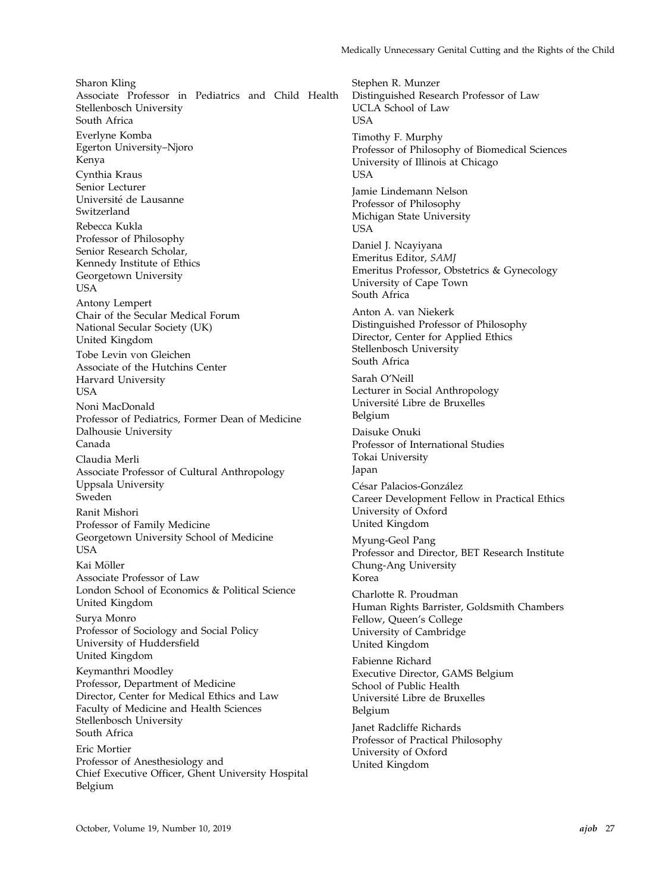Sharon Kling
Associate Professor in Pediatrics and Child Health
Stellenbosch University
South Africa

Everlyne Komba
Egerton University–Njoro
Kenya

Cynthia Kraus
Senior Lecturer
Université de Lausanne
Switzerland

Rebecca Kukla
Professor of Philosophy
Senior Research Scholar,
Kennedy Institute of Ethics
Georgetown University
USA

Antony Lempert
Chair of the Secular Medical Forum
National Secular Society (UK)
United Kingdom

Tobe Levin von Gleichen
Associate of the Hutchins Center
Harvard University
USA

Noni MacDonald
Professor of Pediatrics, Former Dean of Medicine
Dalhousie University
Canada

Claudia Merli
Associate Professor of Cultural Anthropology
Uppsala University
Sweden

Ranit Mishori
Professor of Family Medicine
Georgetown University School of Medicine
USA

Kai Möller
Associate Professor of Law
London School of Economics & Political Science
United Kingdom

Surya Monro
Professor of Sociology and Social Policy
University of Huddersfield
United Kingdom

Keymanthri Moodley
Professor, Department of Medicine
Director, Center for Medical Ethics and Law
Faculty of Medicine and Health Sciences
Stellenbosch University
South Africa

Eric Mortier
Professor of Anesthesiology and
Chief Executive Officer, Ghent University Hospital
Belgium

Stephen R. Munzer
Distinguished Research Professor of Law
UCLA School of Law
USA

Timothy F. Murphy
Professor of Philosophy of Biomedical Sciences
University of Illinois at Chicago
USA

Jamie Lindemann Nelson
Professor of Philosophy
Michigan State University
USA

Daniel J. Ncayiyana
Emeritus Editor, *SAMJ*
Emeritus Professor, Obstetrics & Gynecology
University of Cape Town
South Africa

Anton A. van Niekerk
Distinguished Professor of Philosophy
Director, Center for Applied Ethics
Stellenbosch University
South Africa

Sarah O'Neill
Lecturer in Social Anthropology
Université Libre de Bruxelles
Belgium

Daisuke Onuki
Professor of International Studies
Tokai University
Japan

César Palacios-González
Career Development Fellow in Practical Ethics
University of Oxford
United Kingdom

Myung-Geol Pang
Professor and Director, BET Research Institute
Chung-Ang University
Korea

Charlotte R. Proudman
Human Rights Barrister, Goldsmith Chambers
Fellow, Queen's College
University of Cambridge
United Kingdom

Fabienne Richard
Executive Director, GAMS Belgium
School of Public Health
Université Libre de Bruxelles
Belgium

Janet Radcliffe Richards
Professor of Practical Philosophy
University of Oxford
United Kingdom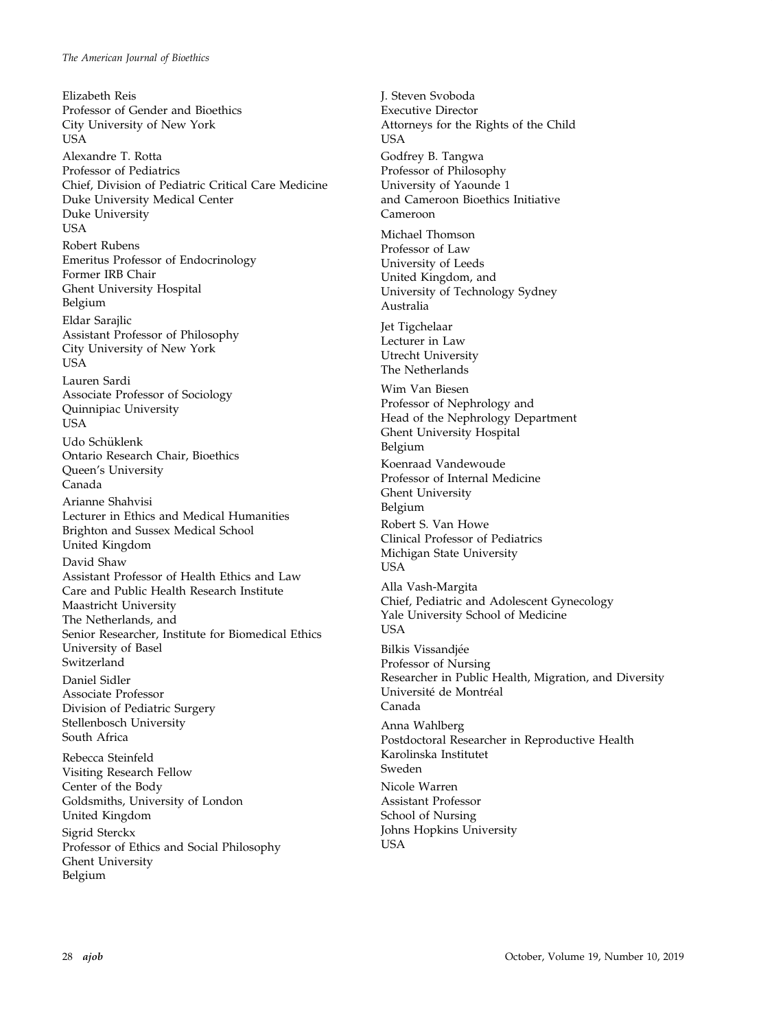Elizabeth Reis
Professor of Gender and Bioethics
City University of New York
USA

Alexandre T. Rotta
Professor of Pediatrics
Chief, Division of Pediatric Critical Care Medicine
Duke University Medical Center
Duke University
USA

Robert Rubens
Emeritus Professor of Endocrinology
Former IRB Chair
Ghent University Hospital
Belgium

Eldar Sarajlic
Assistant Professor of Philosophy
City University of New York
USA

Lauren Sardi
Associate Professor of Sociology
Quinnipiac University
USA

Udo Schüklenk
Ontario Research Chair, Bioethics
Queen's University
Canada

Arianne Shahvisi
Lecturer in Ethics and Medical Humanities
Brighton and Sussex Medical School
United Kingdom

David Shaw
Assistant Professor of Health Ethics and Law
Care and Public Health Research Institute
Maastricht University
The Netherlands, and
Senior Researcher, Institute for Biomedical Ethics
University of Basel
Switzerland

Daniel Sidler
Associate Professor
Division of Pediatric Surgery
Stellenbosch University
South Africa

Rebecca Steinfeld
Visiting Research Fellow
Center of the Body
Goldsmiths, University of London
United Kingdom

Sigrid Sterckx
Professor of Ethics and Social Philosophy
Ghent University
Belgium

J. Steven Svoboda
Executive Director
Attorneys for the Rights of the Child
USA

Godfrey B. Tangwa
Professor of Philosophy
University of Yaounde 1
and Cameroon Bioethics Initiative
Cameroon

Michael Thomson
Professor of Law
University of Leeds
United Kingdom, and
University of Technology Sydney
Australia

Jet Tigchelaar
Lecturer in Law
Utrecht University
The Netherlands

Wim Van Biesen
Professor of Nephrology and
Head of the Nephrology Department
Ghent University Hospital
Belgium

Koenraad Vandewoude
Professor of Internal Medicine
Ghent University
Belgium

Robert S. Van Howe
Clinical Professor of Pediatrics
Michigan State University
USA

Alla Vash-Margita
Chief, Pediatric and Adolescent Gynecology
Yale University School of Medicine
USA

Bilkis Vissandjée
Professor of Nursing
Researcher in Public Health, Migration, and Diversity
Université de Montréal
Canada

Anna Wahlberg
Postdoctoral Researcher in Reproductive Health
Karolinska Institutet
Sweden

Nicole Warren
Assistant Professor
School of Nursing
Johns Hopkins University
USA